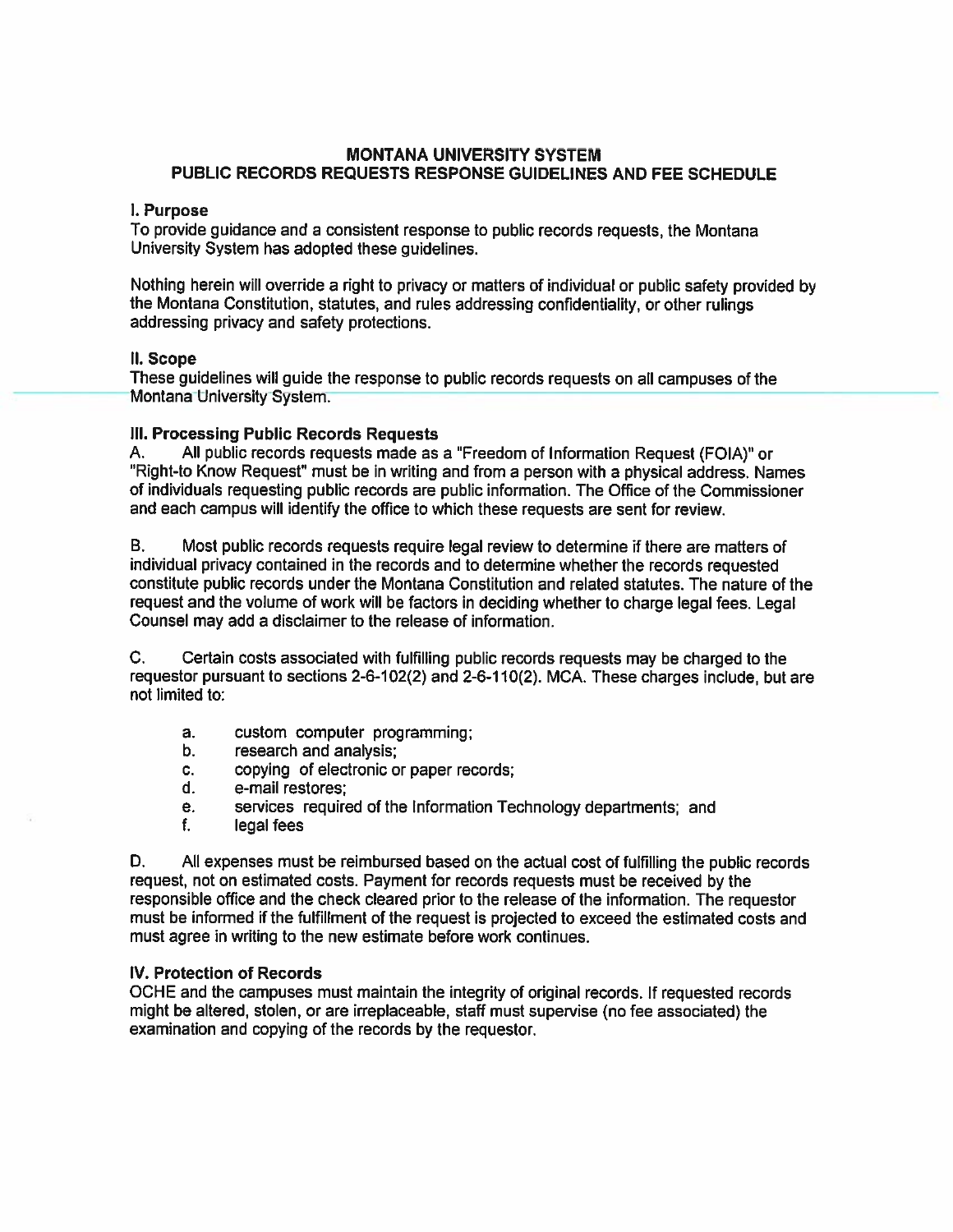# MONTANA UNIVERSITY SYSTEM
## PUBLIC RECORDS REQUESTS RESPONSE GUIDELINES AND FEE SCHEDULE

### I. Purpose

To provide guidance and a consistent response to public records requests, the Montana University System has adopted these guidelines.

Nothing herein will override a right to privacy or matters of individual or public safety provided by the Montana Constitution, statutes, and rules addressing confidentiality, or other rulings addressing privacy and safety protections.

### II. Scope

These guidelines will guide the response to public records requests on all campuses of the Montana University System.

### III. Processing Public Records Requests

A. All public records requests made as a "Freedom of Information Request (FOIA)" or "Right-to Know Request" must be in writing and from a person with a physical address. Names of individuals requesting public records are public information. The Office of the Commissioner and each campus will identify the office to which these requests are sent for review.

B. Most public records requests require legal review to determine if there are matters of individual privacy contained in the records and to determine whether the records requested constitute public records under the Montana Constitution and related statutes. The nature of the request and the volume of work will be factors in deciding whether to charge legal fees. Legal Counsel may add a disclaimer to the release of information.

C. Certain costs associated with fulfilling public records requests may be charged to the requestor pursuant to sections 2-6-102(2) and 2-6-110(2). MCA. These charges include, but are not limited to:

a. custom computer programming;
b. research and analysis;
c. copying of electronic or paper records;
d. e-mail restores;
e. services required of the Information Technology departments; and
f. legal fees

D. All expenses must be reimbursed based on the actual cost of fulfilling the public records request, not on estimated costs. Payment for records requests must be received by the responsible office and the check cleared prior to the release of the information. The requestor must be informed if the fulfillment of the request is projected to exceed the estimated costs and must agree in writing to the new estimate before work continues.

### IV. Protection of Records

OCHE and the campuses must maintain the integrity of original records. If requested records might be altered, stolen, or are irreplaceable, staff must supervise (no fee associated) the examination and copying of the records by the requestor.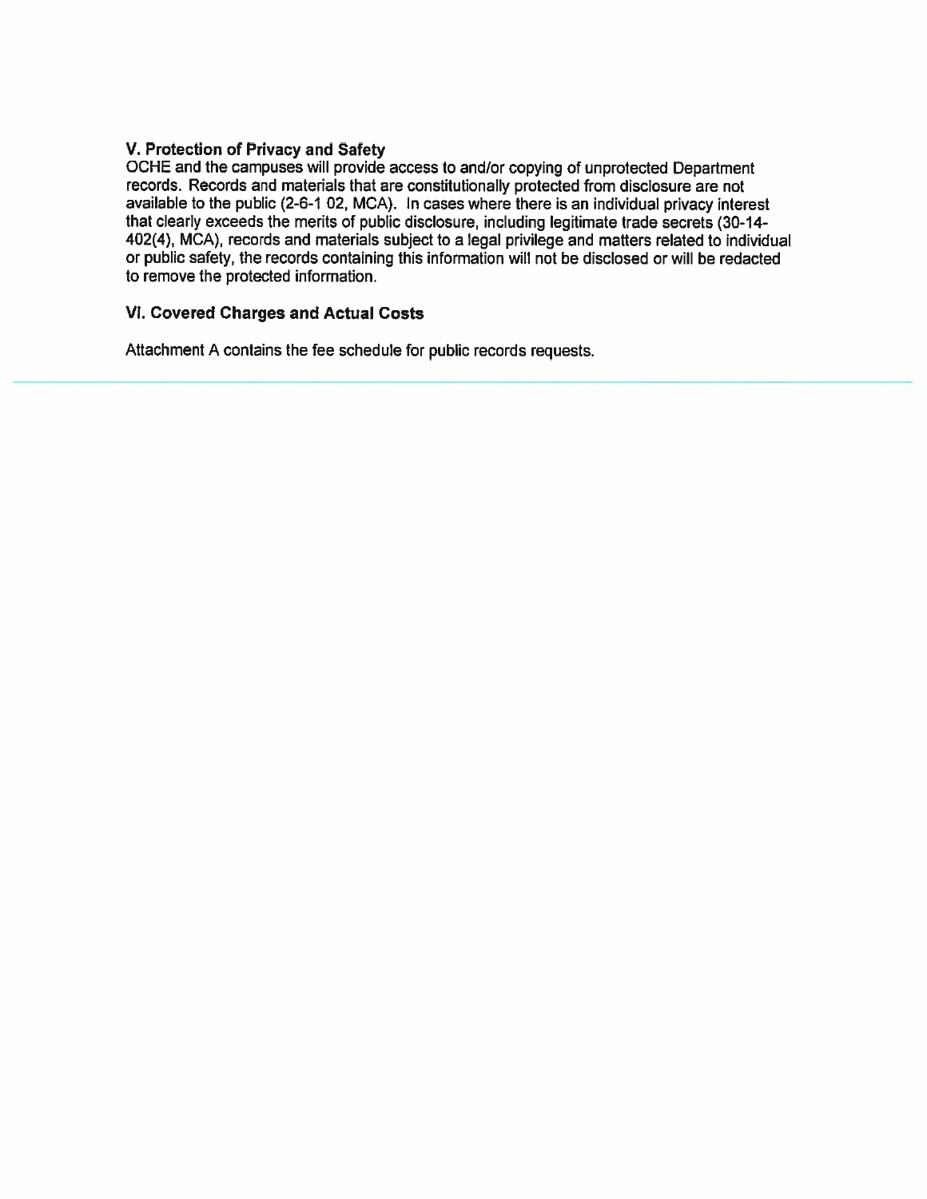### V. Protection of Privacy and Safety

OCHE and the campuses will provide access to and/or copying of unprotected Department records. Records and materials that are constitutionally protected from disclosure are not available to the public (2-6-1 02, MCA). In cases where there is an individual privacy interest that clearly exceeds the merits of public disclosure, including legitimate trade secrets (30-14-402(4), MCA), records and materials subject to a legal privilege and matters related to individual or public safety, the records containing this information will not be disclosed or will be redacted to remove the protected information.

### VI. Covered Charges and Actual Costs

Attachment A contains the fee schedule for public records requests.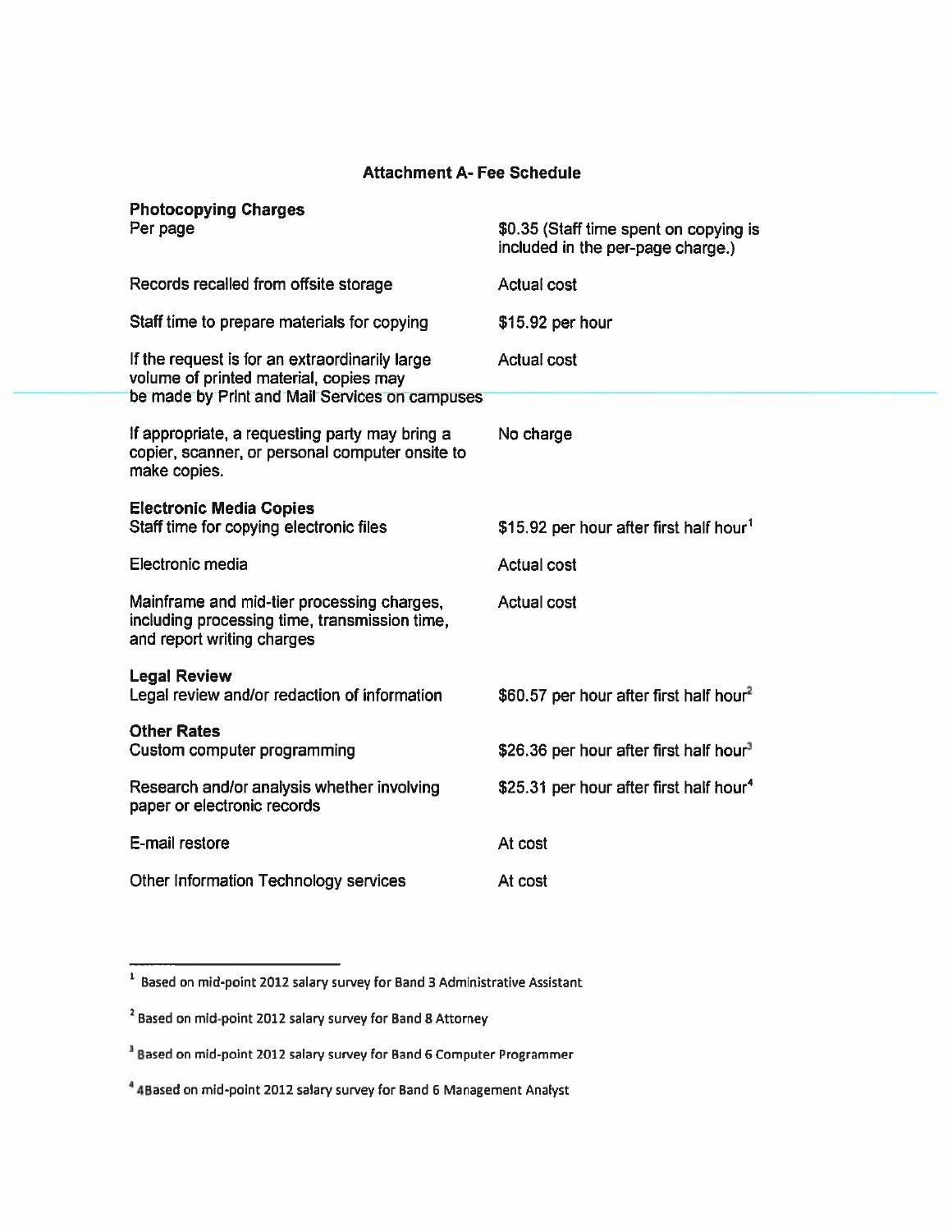## Attachment A- Fee Schedule

| | |
|---|---|
| **Photocopying Charges** | |
| Per page | $0.35 (Staff time spent on copying is included in the per-page charge.) |
| Records recalled from offsite storage | Actual cost |
| Staff time to prepare materials for copying | $15.92 per hour |
| If the request is for an extraordinarily large volume of printed material, copies may be made by Print and Mail Services on campuses | Actual cost |
| If appropriate, a requesting party may bring a copier, scanner, or personal computer onsite to make copies. | No charge |
| **Electronic Media Copies** | |
| Staff time for copying electronic files | $15.92 per hour after first half hour[1] |
| Electronic media | Actual cost |
| Mainframe and mid-tier processing charges, including processing time, transmission time, and report writing charges | Actual cost |
| **Legal Review** | |
| Legal review and/or redaction of information | $60.57 per hour after first half hour[2] |
| **Other Rates** | |
| Custom computer programming | $26.36 per hour after first half hour[3] |
| Research and/or analysis whether involving paper or electronic records | $25.31 per hour after first half hour[4] |
| E-mail restore | At cost |
| Other Information Technology services | At cost |

---

[1] Based on mid-point 2012 salary survey for Band 3 Administrative Assistant

[2] Based on mid-point 2012 salary survey for Band 8 Attorney

[3] Based on mid-point 2012 salary survey for Band 6 Computer Programmer

[4] 4Based on mid-point 2012 salary survey for Band 6 Management Analyst